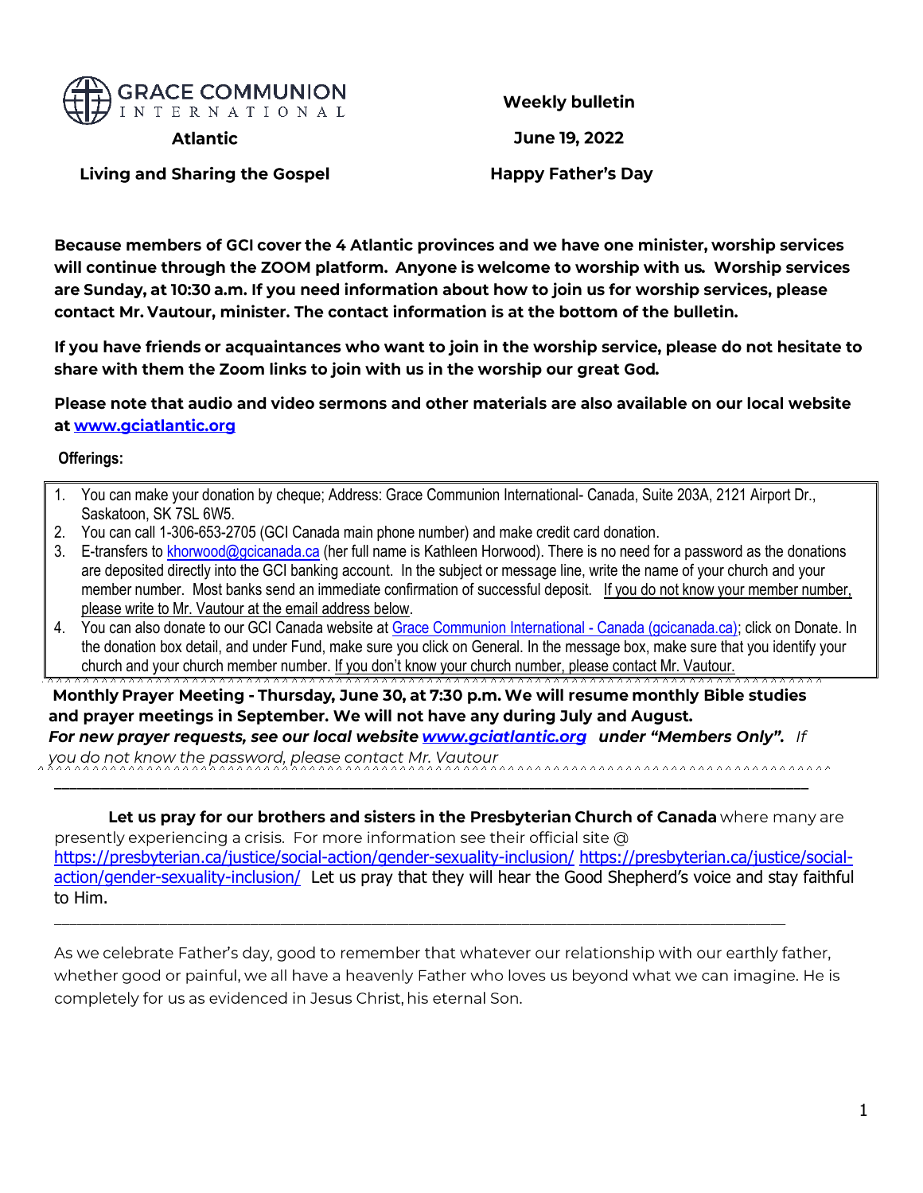**GRACE COMMUNION INTERNATIONAL**

**Atlantic**

**Living and Sharing the Gospel**

**Weekly bulletin**

**June 19, 2022**

**Happy Father's Day**

**Because members of GCI cover the 4 Atlantic provinces and we have one minister, worship services will continue through the ZOOM platform. Anyone is welcome to worship with us. Worship services are Sunday, at 10:30 a.m. If you need information about how to join us for worship services, please contact Mr. Vautour, minister. The contact information is at the bottom of the bulletin.**

**If you have friends or acquaintances who want to join in the worship service, please do not hesitate to share with them the Zoom links to join with us in the worship our great God.**

**Please note that audio and video sermons and other materials are also available on our local website at [www.gciatlantic.org](http://www.gciatlantic.org)**

**Offerings:**

1. You can make your donation by cheque; Address: Grace Communion International- Canada, Suite 203A, 2121 Airport Dr., Saskatoon, SK 7SL 6W5.
2. You can call 1-306-653-2705 (GCI Canada main phone number) and make credit card donation.
3. E-transfers to [khorwood@gcicanada.ca](mailto:khorwood@gcicanada.ca) (her full name is Kathleen Horwood). There is no need for a password as the donations are deposited directly into the GCI banking account. In the subject or message line, write the name of your church and your member number. Most banks send an immediate confirmation of successful deposit. If you do not know your member number, please write to Mr. Vautour at the email address below.
4. You can also donate to our GCI Canada website at [Grace Communion International - Canada (gcicanada.ca)](http://gcicanada.ca); click on Donate. In the donation box detail, and under Fund, make sure you click on General. In the message box, make sure that you identify your church and your church member number. If you don't know your church number, please contact Mr. Vautour.

**Monthly Prayer Meeting - Thursday, June 30, at 7:30 p.m. We will resume monthly Bible studies and prayer meetings in September. We will not have any during July and August.**
***For new prayer requests, see our local website [www.gciatlantic.org](http://www.gciatlantic.org) under "Members Only".*** *If you do not know the password, please contact Mr. Vautour*

---

**Let us pray for our brothers and sisters in the Presbyterian Church of Canada** where many are presently experiencing a crisis. For more information see their official site @ https://presbyterian.ca/justice/social-action/gender-sexuality-inclusion/ https://presbyterian.ca/justice/social-action/gender-sexuality-inclusion/ Let us pray that they will hear the Good Shepherd's voice and stay faithful to Him.

---

As we celebrate Father's day, good to remember that whatever our relationship with our earthly father, whether good or painful, we all have a heavenly Father who loves us beyond what we can imagine. He is completely for us as evidenced in Jesus Christ, his eternal Son.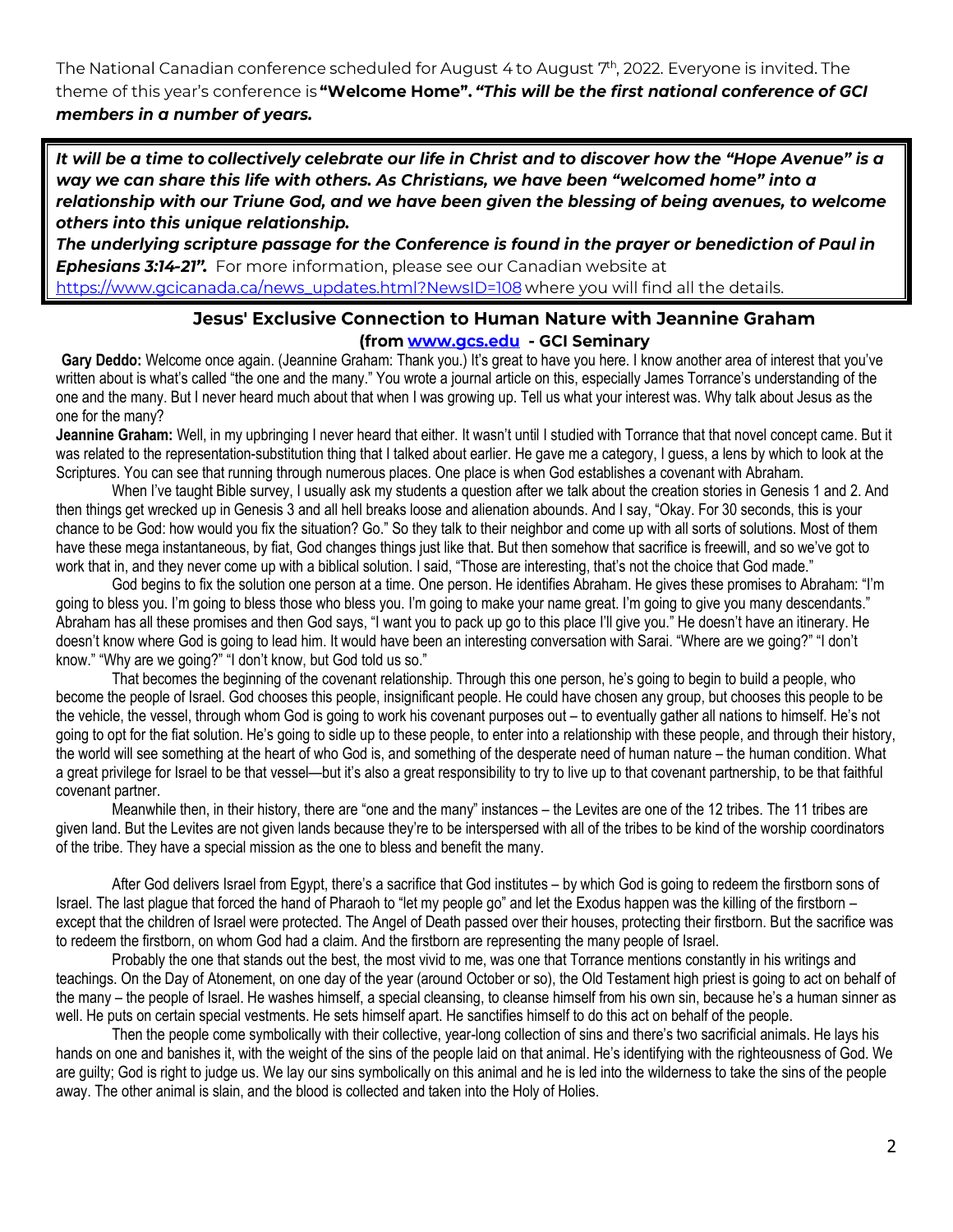The National Canadian conference scheduled for August 4 to August 7th, 2022. Everyone is invited. The theme of this year's conference is **"Welcome Home".** ***"This will be the first national conference of GCI members in a number of years.***

***It will be a time to collectively celebrate our life in Christ and to discover how the "Hope Avenue" is a way we can share this life with others. As Christians, we have been "welcomed home" into a relationship with our Triune God, and we have been given the blessing of being avenues, to welcome others into this unique relationship.***

***The underlying scripture passage for the Conference is found in the prayer or benediction of Paul in Ephesians 3:14-21".*** For more information, please see our Canadian website at https://www.gcicanada.ca/news_updates.html?NewsID=108 where you will find all the details.

## Jesus' Exclusive Connection to Human Nature with Jeannine Graham
### (from www.gcs.edu - GCI Seminary

**Gary Deddo:** Welcome once again. (Jeannine Graham: Thank you.) It's great to have you here. I know another area of interest that you've written about is what's called "the one and the many." You wrote a journal article on this, especially James Torrance's understanding of the one and the many. But I never heard much about that when I was growing up. Tell us what your interest was. Why talk about Jesus as the one for the many?

**Jeannine Graham:** Well, in my upbringing I never heard that either. It wasn't until I studied with Torrance that that novel concept came. But it was related to the representation-substitution thing that I talked about earlier. He gave me a category, I guess, a lens by which to look at the Scriptures. You can see that running through numerous places. One place is when God establishes a covenant with Abraham.

When I've taught Bible survey, I usually ask my students a question after we talk about the creation stories in Genesis 1 and 2. And then things get wrecked up in Genesis 3 and all hell breaks loose and alienation abounds. And I say, "Okay. For 30 seconds, this is your chance to be God: how would you fix the situation? Go." So they talk to their neighbor and come up with all sorts of solutions. Most of them have these mega instantaneous, by fiat, God changes things just like that. But then somehow that sacrifice is freewill, and so we've got to work that in, and they never come up with a biblical solution. I said, "Those are interesting, that's not the choice that God made."

God begins to fix the solution one person at a time. One person. He identifies Abraham. He gives these promises to Abraham: "I'm going to bless you. I'm going to bless those who bless you. I'm going to make your name great. I'm going to give you many descendants." Abraham has all these promises and then God says, "I want you to pack up go to this place I'll give you." He doesn't have an itinerary. He doesn't know where God is going to lead him. It would have been an interesting conversation with Sarai. "Where are we going?" "I don't know." "Why are we going?" "I don't know, but God told us so."

That becomes the beginning of the covenant relationship. Through this one person, he's going to begin to build a people, who become the people of Israel. God chooses this people, insignificant people. He could have chosen any group, but chooses this people to be the vehicle, the vessel, through whom God is going to work his covenant purposes out – to eventually gather all nations to himself. He's not going to opt for the fiat solution. He's going to sidle up to these people, to enter into a relationship with these people, and through their history, the world will see something at the heart of who God is, and something of the desperate need of human nature – the human condition. What a great privilege for Israel to be that vessel—but it's also a great responsibility to try to live up to that covenant partnership, to be that faithful covenant partner.

Meanwhile then, in their history, there are "one and the many" instances – the Levites are one of the 12 tribes. The 11 tribes are given land. But the Levites are not given lands because they're to be interspersed with all of the tribes to be kind of the worship coordinators of the tribe. They have a special mission as the one to bless and benefit the many.

After God delivers Israel from Egypt, there's a sacrifice that God institutes – by which God is going to redeem the firstborn sons of Israel. The last plague that forced the hand of Pharaoh to "let my people go" and let the Exodus happen was the killing of the firstborn – except that the children of Israel were protected. The Angel of Death passed over their houses, protecting their firstborn. But the sacrifice was to redeem the firstborn, on whom God had a claim. And the firstborn are representing the many people of Israel.

Probably the one that stands out the best, the most vivid to me, was one that Torrance mentions constantly in his writings and teachings. On the Day of Atonement, on one day of the year (around October or so), the Old Testament high priest is going to act on behalf of the many – the people of Israel. He washes himself, a special cleansing, to cleanse himself from his own sin, because he's a human sinner as well. He puts on certain special vestments. He sets himself apart. He sanctifies himself to do this act on behalf of the people.

Then the people come symbolically with their collective, year-long collection of sins and there's two sacrificial animals. He lays his hands on one and banishes it, with the weight of the sins of the people laid on that animal. He's identifying with the righteousness of God. We are guilty; God is right to judge us. We lay our sins symbolically on this animal and he is led into the wilderness to take the sins of the people away. The other animal is slain, and the blood is collected and taken into the Holy of Holies.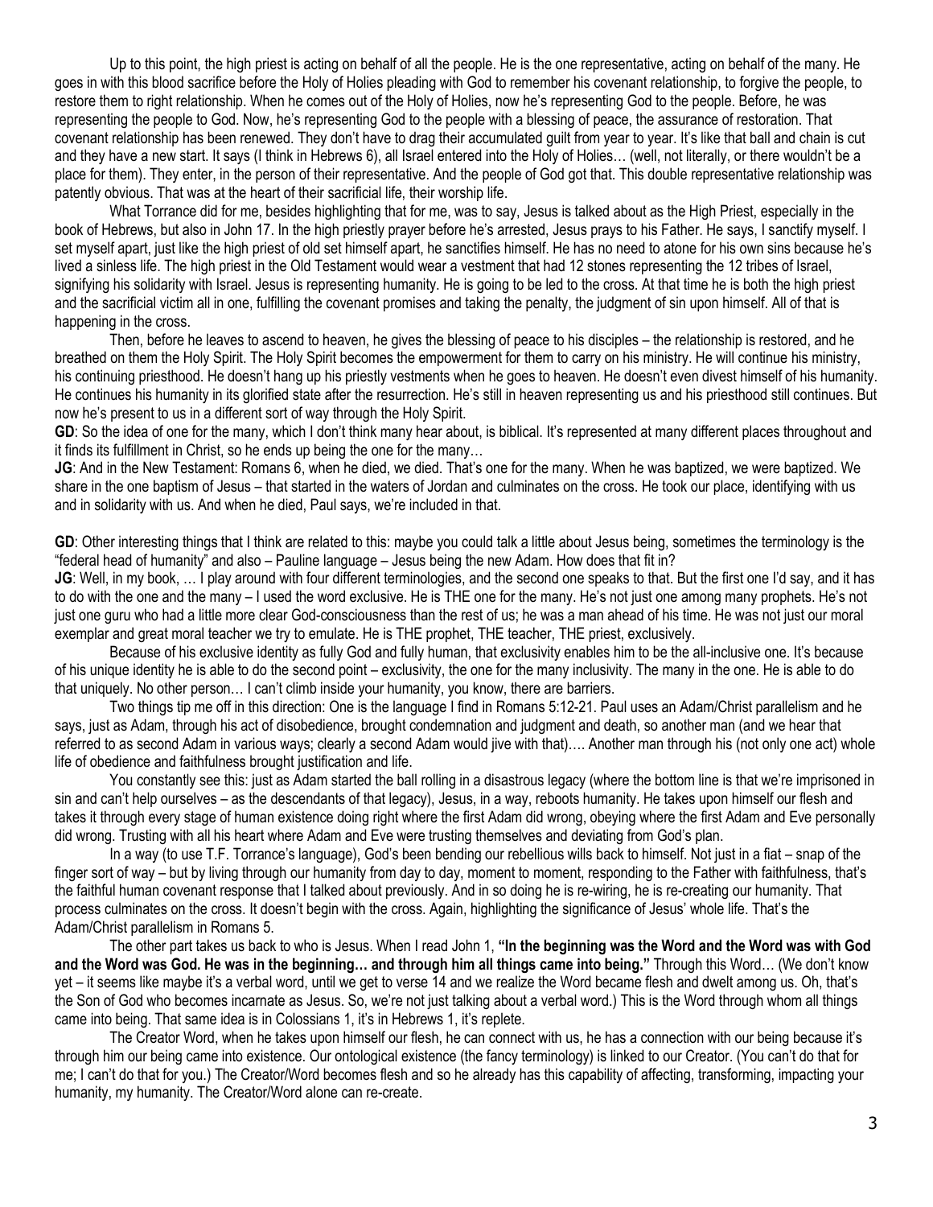Up to this point, the high priest is acting on behalf of all the people. He is the one representative, acting on behalf of the many. He goes in with this blood sacrifice before the Holy of Holies pleading with God to remember his covenant relationship, to forgive the people, to restore them to right relationship. When he comes out of the Holy of Holies, now he's representing God to the people. Before, he was representing the people to God. Now, he's representing God to the people with a blessing of peace, the assurance of restoration. That covenant relationship has been renewed. They don't have to drag their accumulated guilt from year to year. It's like that ball and chain is cut and they have a new start. It says (I think in Hebrews 6), all Israel entered into the Holy of Holies… (well, not literally, or there wouldn't be a place for them). They enter, in the person of their representative. And the people of God got that. This double representative relationship was patently obvious. That was at the heart of their sacrificial life, their worship life.

What Torrance did for me, besides highlighting that for me, was to say, Jesus is talked about as the High Priest, especially in the book of Hebrews, but also in John 17. In the high priestly prayer before he's arrested, Jesus prays to his Father. He says, I sanctify myself. I set myself apart, just like the high priest of old set himself apart, he sanctifies himself. He has no need to atone for his own sins because he's lived a sinless life. The high priest in the Old Testament would wear a vestment that had 12 stones representing the 12 tribes of Israel, signifying his solidarity with Israel. Jesus is representing humanity. He is going to be led to the cross. At that time he is both the high priest and the sacrificial victim all in one, fulfilling the covenant promises and taking the penalty, the judgment of sin upon himself. All of that is happening in the cross.

Then, before he leaves to ascend to heaven, he gives the blessing of peace to his disciples – the relationship is restored, and he breathed on them the Holy Spirit. The Holy Spirit becomes the empowerment for them to carry on his ministry. He will continue his ministry, his continuing priesthood. He doesn't hang up his priestly vestments when he goes to heaven. He doesn't even divest himself of his humanity. He continues his humanity in its glorified state after the resurrection. He's still in heaven representing us and his priesthood still continues. But now he's present to us in a different sort of way through the Holy Spirit.

**GD**: So the idea of one for the many, which I don't think many hear about, is biblical. It's represented at many different places throughout and it finds its fulfillment in Christ, so he ends up being the one for the many…

**JG**: And in the New Testament: Romans 6, when he died, we died. That's one for the many. When he was baptized, we were baptized. We share in the one baptism of Jesus – that started in the waters of Jordan and culminates on the cross. He took our place, identifying with us and in solidarity with us. And when he died, Paul says, we're included in that.

**GD**: Other interesting things that I think are related to this: maybe you could talk a little about Jesus being, sometimes the terminology is the "federal head of humanity" and also – Pauline language – Jesus being the new Adam. How does that fit in?

**JG**: Well, in my book, … I play around with four different terminologies, and the second one speaks to that. But the first one I'd say, and it has to do with the one and the many – I used the word exclusive. He is THE one for the many. He's not just one among many prophets. He's not just one guru who had a little more clear God-consciousness than the rest of us; he was a man ahead of his time. He was not just our moral exemplar and great moral teacher we try to emulate. He is THE prophet, THE teacher, THE priest, exclusively.

Because of his exclusive identity as fully God and fully human, that exclusivity enables him to be the all-inclusive one. It's because of his unique identity he is able to do the second point – exclusivity, the one for the many inclusivity. The many in the one. He is able to do that uniquely. No other person… I can't climb inside your humanity, you know, there are barriers.

Two things tip me off in this direction: One is the language I find in Romans 5:12-21. Paul uses an Adam/Christ parallelism and he says, just as Adam, through his act of disobedience, brought condemnation and judgment and death, so another man (and we hear that referred to as second Adam in various ways; clearly a second Adam would jive with that)…. Another man through his (not only one act) whole life of obedience and faithfulness brought justification and life.

You constantly see this: just as Adam started the ball rolling in a disastrous legacy (where the bottom line is that we're imprisoned in sin and can't help ourselves – as the descendants of that legacy), Jesus, in a way, reboots humanity. He takes upon himself our flesh and takes it through every stage of human existence doing right where the first Adam did wrong, obeying where the first Adam and Eve personally did wrong. Trusting with all his heart where Adam and Eve were trusting themselves and deviating from God's plan.

In a way (to use T.F. Torrance's language), God's been bending our rebellious wills back to himself. Not just in a fiat – snap of the finger sort of way – but by living through our humanity from day to day, moment to moment, responding to the Father with faithfulness, that's the faithful human covenant response that I talked about previously. And in so doing he is re-wiring, he is re-creating our humanity. That process culminates on the cross. It doesn't begin with the cross. Again, highlighting the significance of Jesus' whole life. That's the Adam/Christ parallelism in Romans 5.

The other part takes us back to who is Jesus. When I read John 1, **"In the beginning was the Word and the Word was with God and the Word was God. He was in the beginning… and through him all things came into being."** Through this Word… (We don't know yet – it seems like maybe it's a verbal word, until we get to verse 14 and we realize the Word became flesh and dwelt among us. Oh, that's the Son of God who becomes incarnate as Jesus. So, we're not just talking about a verbal word.) This is the Word through whom all things came into being. That same idea is in Colossians 1, it's in Hebrews 1, it's replete.

The Creator Word, when he takes upon himself our flesh, he can connect with us, he has a connection with our being because it's through him our being came into existence. Our ontological existence (the fancy terminology) is linked to our Creator. (You can't do that for me; I can't do that for you.) The Creator/Word becomes flesh and so he already has this capability of affecting, transforming, impacting your humanity, my humanity. The Creator/Word alone can re-create.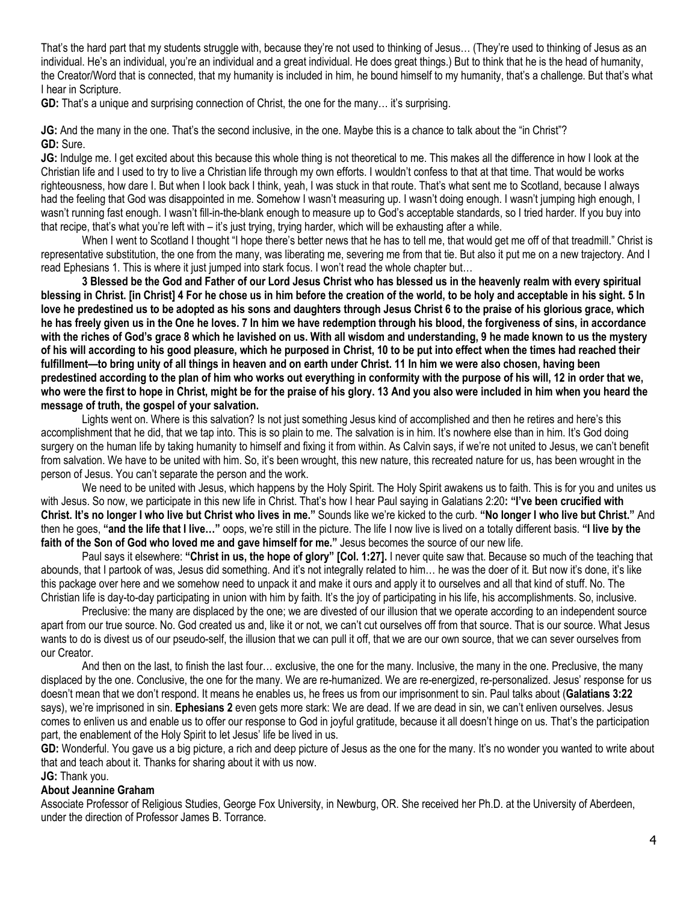That's the hard part that my students struggle with, because they're not used to thinking of Jesus… (They're used to thinking of Jesus as an individual. He's an individual, you're an individual and a great individual. He does great things.) But to think that he is the head of humanity, the Creator/Word that is connected, that my humanity is included in him, he bound himself to my humanity, that's a challenge. But that's what I hear in Scripture.

**GD:** That's a unique and surprising connection of Christ, the one for the many… it's surprising.

**JG:** And the many in the one. That's the second inclusive, in the one. Maybe this is a chance to talk about the "in Christ"?

**GD:** Sure.

**JG:** Indulge me. I get excited about this because this whole thing is not theoretical to me. This makes all the difference in how I look at the Christian life and I used to try to live a Christian life through my own efforts. I wouldn't confess to that at that time. That would be works righteousness, how dare I. But when I look back I think, yeah, I was stuck in that route. That's what sent me to Scotland, because I always had the feeling that God was disappointed in me. Somehow I wasn't measuring up. I wasn't doing enough. I wasn't jumping high enough, I wasn't running fast enough. I wasn't fill-in-the-blank enough to measure up to God's acceptable standards, so I tried harder. If you buy into that recipe, that's what you're left with – it's just trying, trying harder, which will be exhausting after a while.

When I went to Scotland I thought "I hope there's better news that he has to tell me, that would get me off of that treadmill." Christ is representative substitution, the one from the many, was liberating me, severing me from that tie. But also it put me on a new trajectory. And I read Ephesians 1. This is where it just jumped into stark focus. I won't read the whole chapter but…

**3 Blessed be the God and Father of our Lord Jesus Christ who has blessed us in the heavenly realm with every spiritual blessing in Christ. [in Christ] 4 For he chose us in him before the creation of the world, to be holy and acceptable in his sight. 5 In love he predestined us to be adopted as his sons and daughters through Jesus Christ 6 to the praise of his glorious grace, which he has freely given us in the One he loves. 7 In him we have redemption through his blood, the forgiveness of sins, in accordance with the riches of God's grace 8 which he lavished on us. With all wisdom and understanding, 9 he made known to us the mystery of his will according to his good pleasure, which he purposed in Christ, 10 to be put into effect when the times had reached their fulfillment—to bring unity of all things in heaven and on earth under Christ. 11 In him we were also chosen, having been predestined according to the plan of him who works out everything in conformity with the purpose of his will, 12 in order that we, who were the first to hope in Christ, might be for the praise of his glory. 13 And you also were included in him when you heard the message of truth, the gospel of your salvation.**

Lights went on. Where is this salvation? Is not just something Jesus kind of accomplished and then he retires and here's this accomplishment that he did, that we tap into. This is so plain to me. The salvation is in him. It's nowhere else than in him. It's God doing surgery on the human life by taking humanity to himself and fixing it from within. As Calvin says, if we're not united to Jesus, we can't benefit from salvation. We have to be united with him. So, it's been wrought, this new nature, this recreated nature for us, has been wrought in the person of Jesus. You can't separate the person and the work.

We need to be united with Jesus, which happens by the Holy Spirit. The Holy Spirit awakens us to faith. This is for you and unites us with Jesus. So now, we participate in this new life in Christ. That's how I hear Paul saying in Galatians 2:20**: "I've been crucified with Christ. It's no longer I who live but Christ who lives in me."** Sounds like we're kicked to the curb. **"No longer I who live but Christ."** And then he goes, **"and the life that I live…"** oops, we're still in the picture. The life I now live is lived on a totally different basis. **"I live by the faith of the Son of God who loved me and gave himself for me."** Jesus becomes the source of our new life.

Paul says it elsewhere: **"Christ in us, the hope of glory" [Col. 1:27].** I never quite saw that. Because so much of the teaching that abounds, that I partook of was, Jesus did something. And it's not integrally related to him… he was the doer of it. But now it's done, it's like this package over here and we somehow need to unpack it and make it ours and apply it to ourselves and all that kind of stuff. No. The Christian life is day-to-day participating in union with him by faith. It's the joy of participating in his life, his accomplishments. So, inclusive.

Preclusive: the many are displaced by the one; we are divested of our illusion that we operate according to an independent source apart from our true source. No. God created us and, like it or not, we can't cut ourselves off from that source. That is our source. What Jesus wants to do is divest us of our pseudo-self, the illusion that we can pull it off, that we are our own source, that we can sever ourselves from our Creator.

And then on the last, to finish the last four… exclusive, the one for the many. Inclusive, the many in the one. Preclusive, the many displaced by the one. Conclusive, the one for the many. We are re-humanized. We are re-energized, re-personalized. Jesus' response for us doesn't mean that we don't respond. It means he enables us, he frees us from our imprisonment to sin. Paul talks about (**Galatians 3:22** says), we're imprisoned in sin. **Ephesians 2** even gets more stark: We are dead. If we are dead in sin, we can't enliven ourselves. Jesus comes to enliven us and enable us to offer our response to God in joyful gratitude, because it all doesn't hinge on us. That's the participation part, the enablement of the Holy Spirit to let Jesus' life be lived in us.

**GD:** Wonderful. You gave us a big picture, a rich and deep picture of Jesus as the one for the many. It's no wonder you wanted to write about that and teach about it. Thanks for sharing about it with us now.

**JG:** Thank you.

**About Jeannine Graham**

Associate Professor of Religious Studies, George Fox University, in Newburg, OR. She received her Ph.D. at the University of Aberdeen, under the direction of Professor James B. Torrance.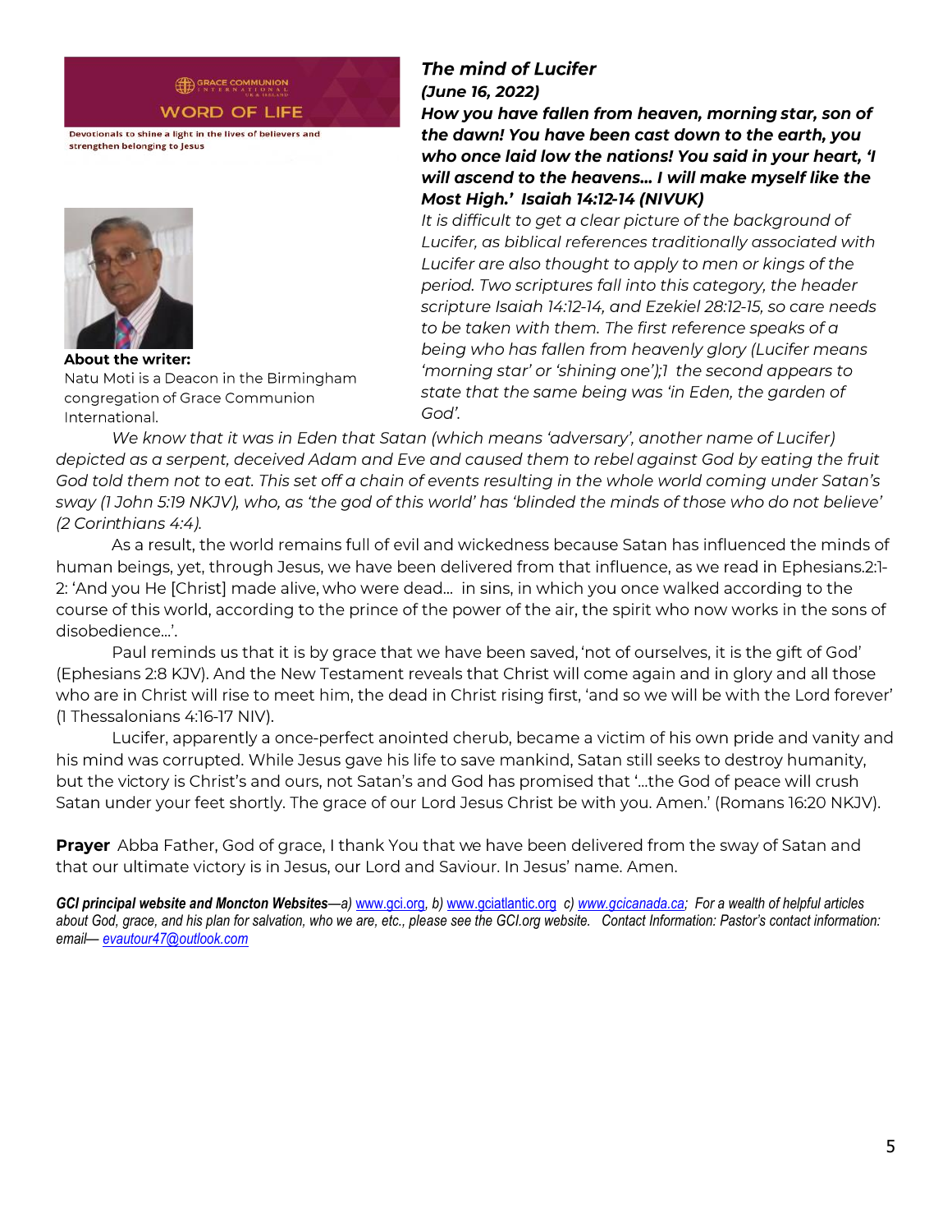GRACE COMMUNION INTERNATIONAL UK & IRELAND

WORD OF LIFE

Devotionals to shine a light in the lives of believers and strengthen belonging to Jesus

**About the writer:**
Natu Moti is a Deacon in the Birmingham congregation of Grace Communion International.

***The mind of Lucifer***
***(June 16, 2022)***

***How you have fallen from heaven, morning star, son of the dawn! You have been cast down to the earth, you who once laid low the nations! You said in your heart, 'I will ascend to the heavens… I will make myself like the Most High.' Isaiah 14:12-14 (NIVUK)***

*It is difficult to get a clear picture of the background of Lucifer, as biblical references traditionally associated with Lucifer are also thought to apply to men or kings of the period. Two scriptures fall into this category, the header scripture Isaiah 14:12-14, and Ezekiel 28:12-15, so care needs to be taken with them. The first reference speaks of a being who has fallen from heavenly glory (Lucifer means 'morning star' or 'shining one');1 the second appears to state that the same being was 'in Eden, the garden of God'.*

*We know that it was in Eden that Satan (which means 'adversary', another name of Lucifer) depicted as a serpent, deceived Adam and Eve and caused them to rebel against God by eating the fruit God told them not to eat. This set off a chain of events resulting in the whole world coming under Satan's sway (1 John 5:19 NKJV), who, as 'the god of this world' has 'blinded the minds of those who do not believe' (2 Corinthians 4:4).*

As a result, the world remains full of evil and wickedness because Satan has influenced the minds of human beings, yet, through Jesus, we have been delivered from that influence, as we read in Ephesians.2:1-2: 'And you He [Christ] made alive, who were dead… in sins, in which you once walked according to the course of this world, according to the prince of the power of the air, the spirit who now works in the sons of disobedience…'.

Paul reminds us that it is by grace that we have been saved, 'not of ourselves, it is the gift of God' (Ephesians 2:8 KJV). And the New Testament reveals that Christ will come again and in glory and all those who are in Christ will rise to meet him, the dead in Christ rising first, 'and so we will be with the Lord forever' (1 Thessalonians 4:16-17 NIV).

Lucifer, apparently a once-perfect anointed cherub, became a victim of his own pride and vanity and his mind was corrupted. While Jesus gave his life to save mankind, Satan still seeks to destroy humanity, but the victory is Christ's and ours, not Satan's and God has promised that '…the God of peace will crush Satan under your feet shortly. The grace of our Lord Jesus Christ be with you. Amen.' (Romans 16:20 NKJV).

**Prayer** Abba Father, God of grace, I thank You that we have been delivered from the sway of Satan and that our ultimate victory is in Jesus, our Lord and Saviour. In Jesus' name. Amen.

***GCI principal website and Moncton Websites****—a)* www.gci.org*, b)* www.gciatlantic.org *c)* *www.gcicanada.ca*; *For a wealth of helpful articles about God, grace, and his plan for salvation, who we are, etc., please see the GCI.org website. Contact Information: Pastor's contact information: email—* *evautour47@outlook.com*